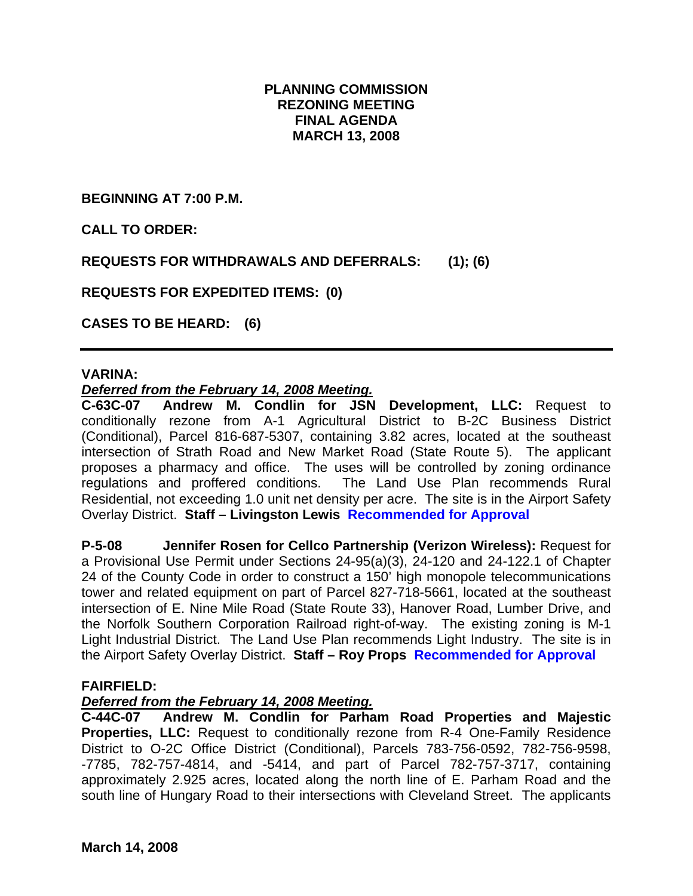# PLANNING COMMISSION
# REZONING MEETING
# FINAL AGENDA
# MARCH 13, 2008

**BEGINNING AT 7:00 P.M.**

**CALL TO ORDER:**

**REQUESTS FOR WITHDRAWALS AND DEFERRALS: (1); (6)**

**REQUESTS FOR EXPEDITED ITEMS: (0)**

**CASES TO BE HEARD: (6)**

---

**VARINA:**

***Deferred from the February 14, 2008 Meeting.***

**C-63C-07 Andrew M. Condlin for JSN Development, LLC:** Request to conditionally rezone from A-1 Agricultural District to B-2C Business District (Conditional), Parcel 816-687-5307, containing 3.82 acres, located at the southeast intersection of Strath Road and New Market Road (State Route 5). The applicant proposes a pharmacy and office. The uses will be controlled by zoning ordinance regulations and proffered conditions. The Land Use Plan recommends Rural Residential, not exceeding 1.0 unit net density per acre. The site is in the Airport Safety Overlay District. **Staff – Livingston Lewis** **Recommended for Approval**

**P-5-08 Jennifer Rosen for Cellco Partnership (Verizon Wireless):** Request for a Provisional Use Permit under Sections 24-95(a)(3), 24-120 and 24-122.1 of Chapter 24 of the County Code in order to construct a 150' high monopole telecommunications tower and related equipment on part of Parcel 827-718-5661, located at the southeast intersection of E. Nine Mile Road (State Route 33), Hanover Road, Lumber Drive, and the Norfolk Southern Corporation Railroad right-of-way. The existing zoning is M-1 Light Industrial District. The Land Use Plan recommends Light Industry. The site is in the Airport Safety Overlay District. **Staff – Roy Props** **Recommended for Approval**

**FAIRFIELD:**

***Deferred from the February 14, 2008 Meeting.***

**C-44C-07 Andrew M. Condlin for Parham Road Properties and Majestic Properties, LLC:** Request to conditionally rezone from R-4 One-Family Residence District to O-2C Office District (Conditional), Parcels 783-756-0592, 782-756-9598, -7785, 782-757-4814, and -5414, and part of Parcel 782-757-3717, containing approximately 2.925 acres, located along the north line of E. Parham Road and the south line of Hungary Road to their intersections with Cleveland Street. The applicants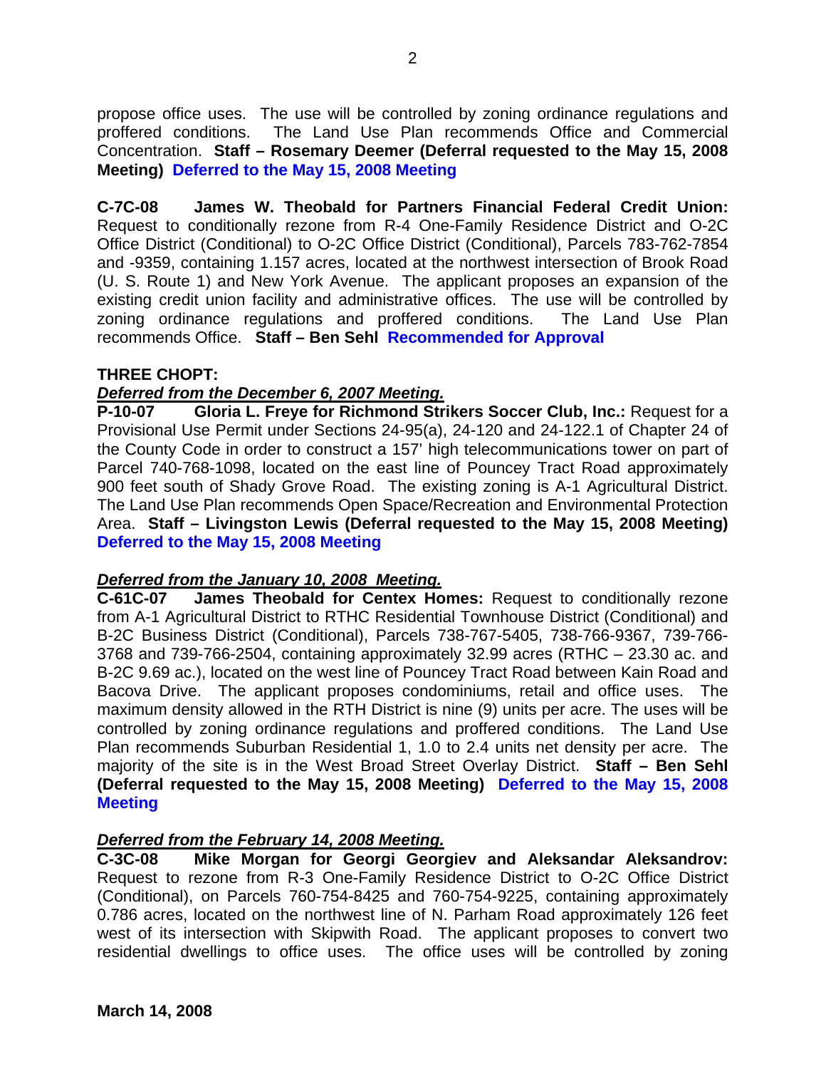propose office uses. The use will be controlled by zoning ordinance regulations and proffered conditions. The Land Use Plan recommends Office and Commercial Concentration. **Staff – Rosemary Deemer (Deferral requested to the May 15, 2008 Meeting)** **Deferred to the May 15, 2008 Meeting**

**C-7C-08 James W. Theobald for Partners Financial Federal Credit Union:** Request to conditionally rezone from R-4 One-Family Residence District and O-2C Office District (Conditional) to O-2C Office District (Conditional), Parcels 783-762-7854 and -9359, containing 1.157 acres, located at the northwest intersection of Brook Road (U. S. Route 1) and New York Avenue. The applicant proposes an expansion of the existing credit union facility and administrative offices. The use will be controlled by zoning ordinance regulations and proffered conditions. The Land Use Plan recommends Office. **Staff – Ben Sehl** **Recommended for Approval**

**THREE CHOPT:**

***Deferred from the December 6, 2007 Meeting.***

**P-10-07 Gloria L. Freye for Richmond Strikers Soccer Club, Inc.:** Request for a Provisional Use Permit under Sections 24-95(a), 24-120 and 24-122.1 of Chapter 24 of the County Code in order to construct a 157' high telecommunications tower on part of Parcel 740-768-1098, located on the east line of Pouncey Tract Road approximately 900 feet south of Shady Grove Road. The existing zoning is A-1 Agricultural District. The Land Use Plan recommends Open Space/Recreation and Environmental Protection Area. **Staff – Livingston Lewis (Deferral requested to the May 15, 2008 Meeting)** **Deferred to the May 15, 2008 Meeting**

***Deferred from the January 10, 2008 Meeting.***

**C-61C-07 James Theobald for Centex Homes:** Request to conditionally rezone from A-1 Agricultural District to RTHC Residential Townhouse District (Conditional) and B-2C Business District (Conditional), Parcels 738-767-5405, 738-766-9367, 739-766-3768 and 739-766-2504, containing approximately 32.99 acres (RTHC – 23.30 ac. and B-2C 9.69 ac.), located on the west line of Pouncey Tract Road between Kain Road and Bacova Drive. The applicant proposes condominiums, retail and office uses. The maximum density allowed in the RTH District is nine (9) units per acre. The uses will be controlled by zoning ordinance regulations and proffered conditions. The Land Use Plan recommends Suburban Residential 1, 1.0 to 2.4 units net density per acre. The majority of the site is in the West Broad Street Overlay District. **Staff – Ben Sehl (Deferral requested to the May 15, 2008 Meeting)** **Deferred to the May 15, 2008 Meeting**

***Deferred from the February 14, 2008 Meeting.***

**C-3C-08 Mike Morgan for Georgi Georgiev and Aleksandar Aleksandrov:** Request to rezone from R-3 One-Family Residence District to O-2C Office District (Conditional), on Parcels 760-754-8425 and 760-754-9225, containing approximately 0.786 acres, located on the northwest line of N. Parham Road approximately 126 feet west of its intersection with Skipwith Road. The applicant proposes to convert two residential dwellings to office uses. The office uses will be controlled by zoning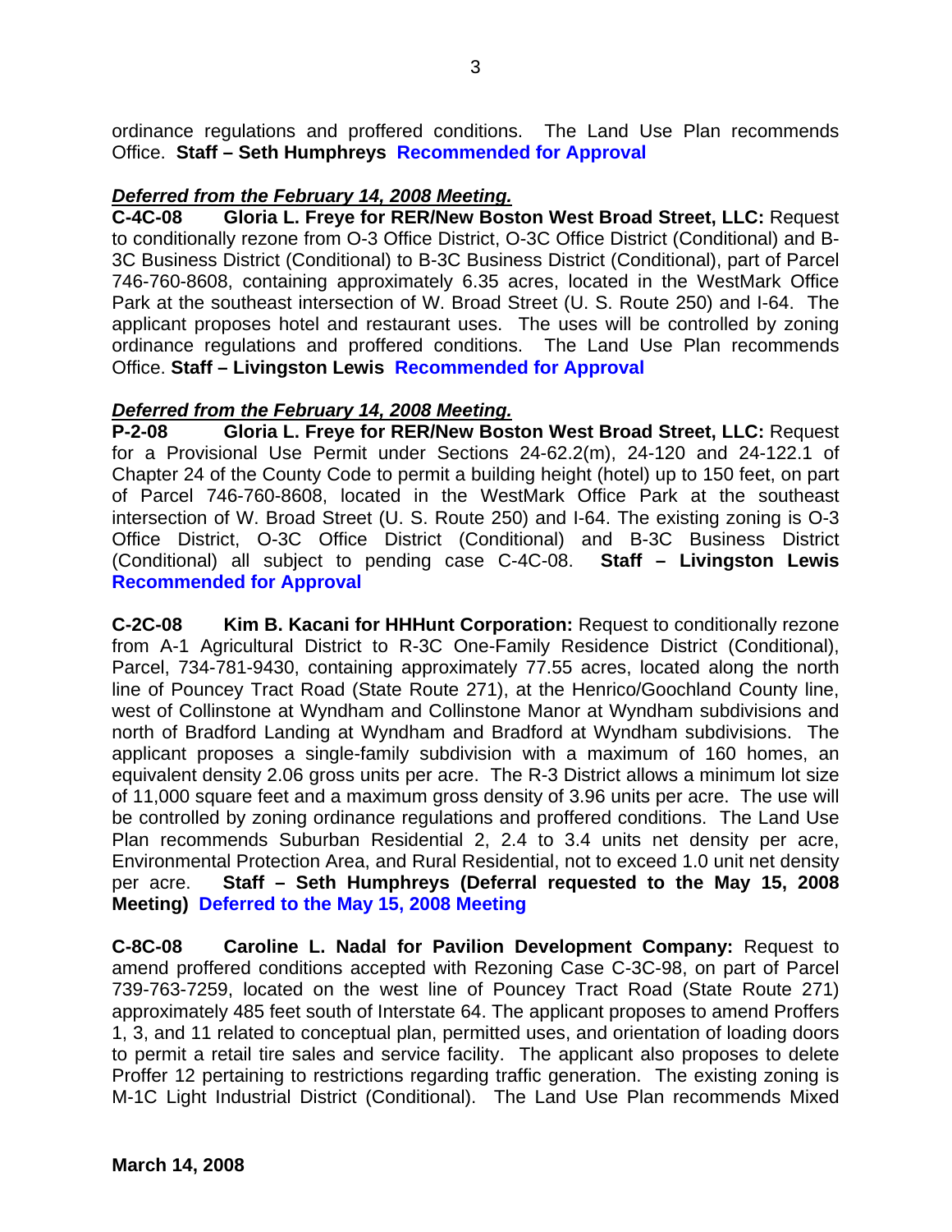ordinance regulations and proffered conditions. The Land Use Plan recommends Office. **Staff – Seth Humphreys** **Recommended for Approval**

***Deferred from the February 14, 2008 Meeting.***
**C-4C-08 Gloria L. Freye for RER/New Boston West Broad Street, LLC:** Request to conditionally rezone from O-3 Office District, O-3C Office District (Conditional) and B-3C Business District (Conditional) to B-3C Business District (Conditional), part of Parcel 746-760-8608, containing approximately 6.35 acres, located in the WestMark Office Park at the southeast intersection of W. Broad Street (U. S. Route 250) and I-64. The applicant proposes hotel and restaurant uses. The uses will be controlled by zoning ordinance regulations and proffered conditions. The Land Use Plan recommends Office. **Staff – Livingston Lewis** **Recommended for Approval**

***Deferred from the February 14, 2008 Meeting.***
**P-2-08 Gloria L. Freye for RER/New Boston West Broad Street, LLC:** Request for a Provisional Use Permit under Sections 24-62.2(m), 24-120 and 24-122.1 of Chapter 24 of the County Code to permit a building height (hotel) up to 150 feet, on part of Parcel 746-760-8608, located in the WestMark Office Park at the southeast intersection of W. Broad Street (U. S. Route 250) and I-64. The existing zoning is O-3 Office District, O-3C Office District (Conditional) and B-3C Business District (Conditional) all subject to pending case C-4C-08. **Staff – Livingston Lewis** **Recommended for Approval**

**C-2C-08 Kim B. Kacani for HHHunt Corporation:** Request to conditionally rezone from A-1 Agricultural District to R-3C One-Family Residence District (Conditional), Parcel, 734-781-9430, containing approximately 77.55 acres, located along the north line of Pouncey Tract Road (State Route 271), at the Henrico/Goochland County line, west of Collinstone at Wyndham and Collinstone Manor at Wyndham subdivisions and north of Bradford Landing at Wyndham and Bradford at Wyndham subdivisions. The applicant proposes a single-family subdivision with a maximum of 160 homes, an equivalent density 2.06 gross units per acre. The R-3 District allows a minimum lot size of 11,000 square feet and a maximum gross density of 3.96 units per acre. The use will be controlled by zoning ordinance regulations and proffered conditions. The Land Use Plan recommends Suburban Residential 2, 2.4 to 3.4 units net density per acre, Environmental Protection Area, and Rural Residential, not to exceed 1.0 unit net density per acre. **Staff – Seth Humphreys (Deferral requested to the May 15, 2008 Meeting)** **Deferred to the May 15, 2008 Meeting**

**C-8C-08 Caroline L. Nadal for Pavilion Development Company:** Request to amend proffered conditions accepted with Rezoning Case C-3C-98, on part of Parcel 739-763-7259, located on the west line of Pouncey Tract Road (State Route 271) approximately 485 feet south of Interstate 64. The applicant proposes to amend Proffers 1, 3, and 11 related to conceptual plan, permitted uses, and orientation of loading doors to permit a retail tire sales and service facility. The applicant also proposes to delete Proffer 12 pertaining to restrictions regarding traffic generation. The existing zoning is M-1C Light Industrial District (Conditional). The Land Use Plan recommends Mixed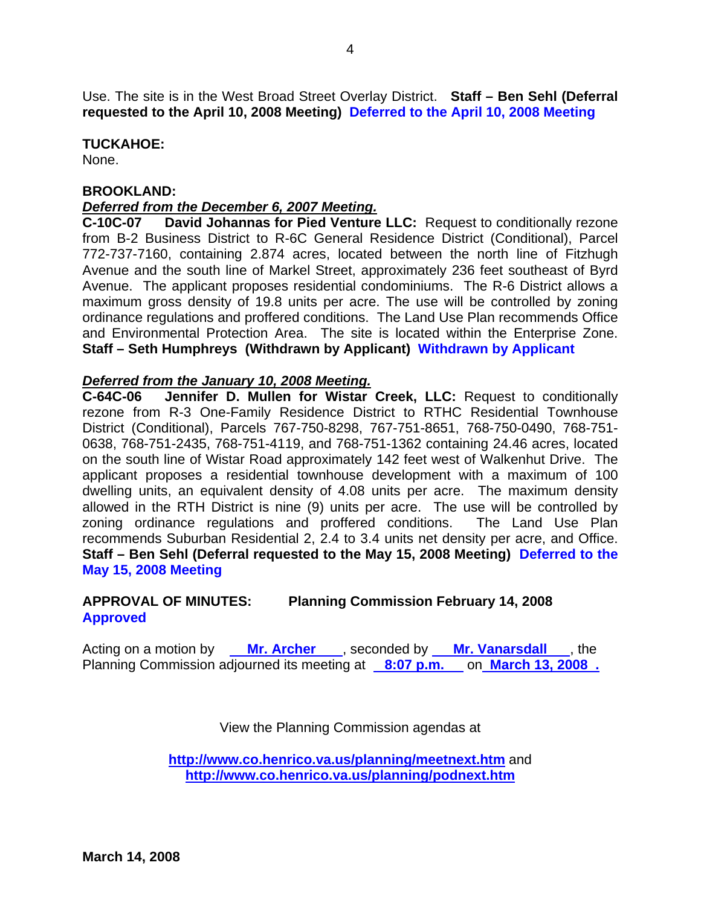Use. The site is in the West Broad Street Overlay District. **Staff – Ben Sehl (Deferral requested to the April 10, 2008 Meeting)** **Deferred to the April 10, 2008 Meeting**

**TUCKAHOE:**
None.

**BROOKLAND:**
***Deferred from the December 6, 2007 Meeting.***
**C-10C-07 David Johannas for Pied Venture LLC:** Request to conditionally rezone from B-2 Business District to R-6C General Residence District (Conditional), Parcel 772-737-7160, containing 2.874 acres, located between the north line of Fitzhugh Avenue and the south line of Markel Street, approximately 236 feet southeast of Byrd Avenue. The applicant proposes residential condominiums. The R-6 District allows a maximum gross density of 19.8 units per acre. The use will be controlled by zoning ordinance regulations and proffered conditions. The Land Use Plan recommends Office and Environmental Protection Area. The site is located within the Enterprise Zone. **Staff – Seth Humphreys (Withdrawn by Applicant)** **Withdrawn by Applicant**

***Deferred from the January 10, 2008 Meeting.***
**C-64C-06 Jennifer D. Mullen for Wistar Creek, LLC:** Request to conditionally rezone from R-3 One-Family Residence District to RTHC Residential Townhouse District (Conditional), Parcels 767-750-8298, 767-751-8651, 768-750-0490, 768-751-0638, 768-751-2435, 768-751-4119, and 768-751-1362 containing 24.46 acres, located on the south line of Wistar Road approximately 142 feet west of Walkenhut Drive. The applicant proposes a residential townhouse development with a maximum of 100 dwelling units, an equivalent density of 4.08 units per acre. The maximum density allowed in the RTH District is nine (9) units per acre. The use will be controlled by zoning ordinance regulations and proffered conditions. The Land Use Plan recommends Suburban Residential 2, 2.4 to 3.4 units net density per acre, and Office. **Staff – Ben Sehl (Deferral requested to the May 15, 2008 Meeting)** **Deferred to the May 15, 2008 Meeting**

**APPROVAL OF MINUTES: Planning Commission February 14, 2008**
**Approved**

Acting on a motion by **Mr. Archer**, seconded by **Mr. Vanarsdall**, the Planning Commission adjourned its meeting at **8:07 p.m.** on **March 13, 2008**.

View the Planning Commission agendas at

**http://www.co.henrico.va.us/planning/meetnext.htm** and
**http://www.co.henrico.va.us/planning/podnext.htm**

**March 14, 2008**